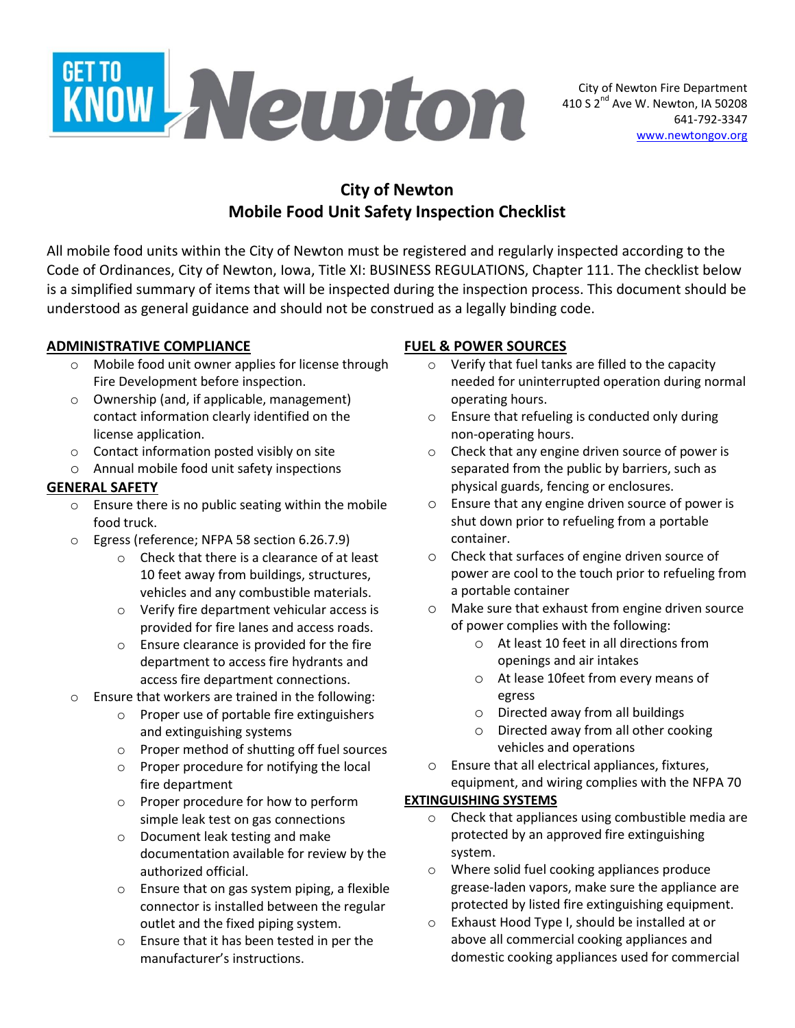City of Newton Fire Department
410 S 2nd Ave W. Newton, IA 50208
641-792-3347
www.newtongov.org

# City of Newton
# Mobile Food Unit Safety Inspection Checklist

All mobile food units within the City of Newton must be registered and regularly inspected according to the Code of Ordinances, City of Newton, Iowa, Title XI: BUSINESS REGULATIONS, Chapter 111. The checklist below is a simplified summary of items that will be inspected during the inspection process. This document should be understood as general guidance and should not be construed as a legally binding code.

## ADMINISTRATIVE COMPLIANCE

- Mobile food unit owner applies for license through Fire Development before inspection.
- Ownership (and, if applicable, management) contact information clearly identified on the license application.
- Contact information posted visibly on site
- Annual mobile food unit safety inspections

## GENERAL SAFETY

- Ensure there is no public seating within the mobile food truck.
- Egress (reference; NFPA 58 section 6.26.7.9)
  - Check that there is a clearance of at least 10 feet away from buildings, structures, vehicles and any combustible materials.
  - Verify fire department vehicular access is provided for fire lanes and access roads.
  - Ensure clearance is provided for the fire department to access fire hydrants and access fire department connections.
- Ensure that workers are trained in the following:
  - Proper use of portable fire extinguishers and extinguishing systems
  - Proper method of shutting off fuel sources
  - Proper procedure for notifying the local fire department
  - Proper procedure for how to perform simple leak test on gas connections
  - Document leak testing and make documentation available for review by the authorized official.
  - Ensure that on gas system piping, a flexible connector is installed between the regular outlet and the fixed piping system.
  - Ensure that it has been tested in per the manufacturer's instructions.

## FUEL & POWER SOURCES

- Verify that fuel tanks are filled to the capacity needed for uninterrupted operation during normal operating hours.
- Ensure that refueling is conducted only during non-operating hours.
- Check that any engine driven source of power is separated from the public by barriers, such as physical guards, fencing or enclosures.
- Ensure that any engine driven source of power is shut down prior to refueling from a portable container.
- Check that surfaces of engine driven source of power are cool to the touch prior to refueling from a portable container
- Make sure that exhaust from engine driven source of power complies with the following:
  - At least 10 feet in all directions from openings and air intakes
  - At lease 10feet from every means of egress
  - Directed away from all buildings
  - Directed away from all other cooking vehicles and operations
- Ensure that all electrical appliances, fixtures, equipment, and wiring complies with the NFPA 70

## EXTINGUISHING SYSTEMS

- Check that appliances using combustible media are protected by an approved fire extinguishing system.
- Where solid fuel cooking appliances produce grease-laden vapors, make sure the appliance are protected by listed fire extinguishing equipment.
- Exhaust Hood Type I, should be installed at or above all commercial cooking appliances and domestic cooking appliances used for commercial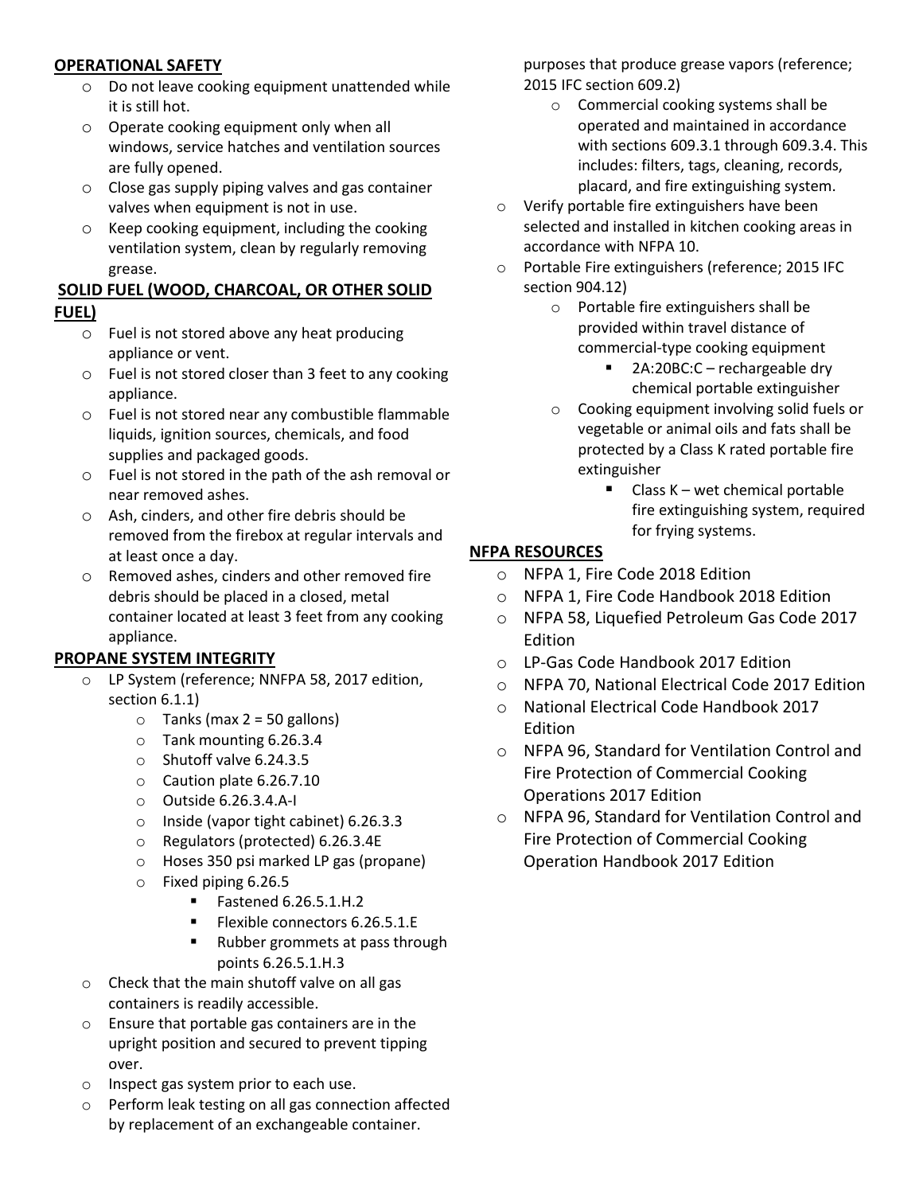## OPERATIONAL SAFETY

- Do not leave cooking equipment unattended while it is still hot.
- Operate cooking equipment only when all windows, service hatches and ventilation sources are fully opened.
- Close gas supply piping valves and gas container valves when equipment is not in use.
- Keep cooking equipment, including the cooking ventilation system, clean by regularly removing grease.

## SOLID FUEL (WOOD, CHARCOAL, OR OTHER SOLID FUEL)

- Fuel is not stored above any heat producing appliance or vent.
- Fuel is not stored closer than 3 feet to any cooking appliance.
- Fuel is not stored near any combustible flammable liquids, ignition sources, chemicals, and food supplies and packaged goods.
- Fuel is not stored in the path of the ash removal or near removed ashes.
- Ash, cinders, and other fire debris should be removed from the firebox at regular intervals and at least once a day.
- Removed ashes, cinders and other removed fire debris should be placed in a closed, metal container located at least 3 feet from any cooking appliance.

## PROPANE SYSTEM INTEGRITY

- LP System (reference; NNFPA 58, 2017 edition, section 6.1.1)
  - Tanks (max 2 = 50 gallons)
  - Tank mounting 6.26.3.4
  - Shutoff valve 6.24.3.5
  - Caution plate 6.26.7.10
  - Outside 6.26.3.4.A-I
  - Inside (vapor tight cabinet) 6.26.3.3
  - Regulators (protected) 6.26.3.4E
  - Hoses 350 psi marked LP gas (propane)
  - Fixed piping 6.26.5
    - Fastened 6.26.5.1.H.2
    - Flexible connectors 6.26.5.1.E
    - Rubber grommets at pass through points 6.26.5.1.H.3
- Check that the main shutoff valve on all gas containers is readily accessible.
- Ensure that portable gas containers are in the upright position and secured to prevent tipping over.
- Inspect gas system prior to each use.
- Perform leak testing on all gas connection affected by replacement of an exchangeable container.

purposes that produce grease vapors (reference; 2015 IFC section 609.2)

- Commercial cooking systems shall be operated and maintained in accordance with sections 609.3.1 through 609.3.4. This includes: filters, tags, cleaning, records, placard, and fire extinguishing system.
- Verify portable fire extinguishers have been selected and installed in kitchen cooking areas in accordance with NFPA 10.
- Portable Fire extinguishers (reference; 2015 IFC section 904.12)
  - Portable fire extinguishers shall be provided within travel distance of commercial-type cooking equipment
    - 2A:20BC:C – rechargeable dry chemical portable extinguisher
  - Cooking equipment involving solid fuels or vegetable or animal oils and fats shall be protected by a Class K rated portable fire extinguisher
    - Class K – wet chemical portable fire extinguishing system, required for frying systems.

## NFPA RESOURCES

- NFPA 1, Fire Code 2018 Edition
- NFPA 1, Fire Code Handbook 2018 Edition
- NFPA 58, Liquefied Petroleum Gas Code 2017 Edition
- LP-Gas Code Handbook 2017 Edition
- NFPA 70, National Electrical Code 2017 Edition
- National Electrical Code Handbook 2017 Edition
- NFPA 96, Standard for Ventilation Control and Fire Protection of Commercial Cooking Operations 2017 Edition
- NFPA 96, Standard for Ventilation Control and Fire Protection of Commercial Cooking Operation Handbook 2017 Edition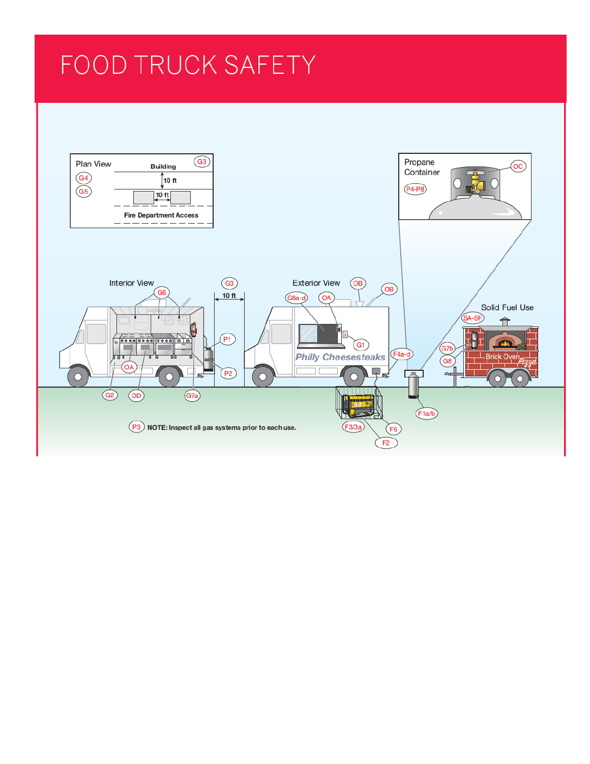# FOOD TRUCK SAFETY

Plan View

Building

10 ft

10 ft

Fire Department Access

G3

G4

G5

Propane Container

OC

P4-P8

Interior View

G6

G3

10 ft

Exterior View

OB

OB

G8a-d

OA

G1

P1

P2

OA

G2

OD

G7a

Philly Cheesesteaks

F4a-d

Solid Fuel Use

SA-SF

G7b

G8

Brick Oven Pizza

F1a/b

F3/3a

F5

F2

P3 **NOTE: Inspect all gas systems prior to each use.**